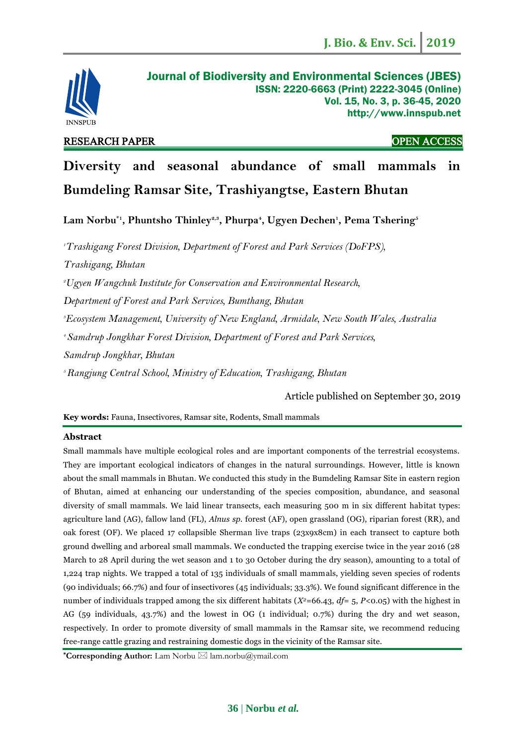Journal of Biodiversity and Environmental Sciences (JBES)
ISSN: 2220-6663 (Print) 2222-3045 (Online)
Vol. 15, No. 3, p. 36-45, 2020
http://www.innspub.net

RESEARCH PAPER OPEN ACCESS

# Diversity and seasonal abundance of small mammals in Bumdeling Ramsar Site, Trashiyangtse, Eastern Bhutan

**Lam Norbu*[1], Phuntsho Thinley[2,3], Phurpa[4], Ugyen Dechen[1], Pema Tshering[5]**

[1] *Trashigang Forest Division, Department of Forest and Park Services (DoFPS), Trashigang, Bhutan*

[2] *Ugyen Wangchuk Institute for Conservation and Environmental Research, Department of Forest and Park Services, Bumthang, Bhutan*

[3] *Ecosystem Management, University of New England, Armidale, New South Wales, Australia*

[4] *Samdrup Jongkhar Forest Division, Department of Forest and Park Services, Samdrup Jongkhar, Bhutan*

[5] *Rangjung Central School, Ministry of Education, Trashigang, Bhutan*

Article published on September 30, 2019

**Key words:** Fauna, Insectivores, Ramsar site, Rodents, Small mammals

## Abstract

Small mammals have multiple ecological roles and are important components of the terrestrial ecosystems. They are important ecological indicators of changes in the natural surroundings. However, little is known about the small mammals in Bhutan. We conducted this study in the Bumdeling Ramsar Site in eastern region of Bhutan, aimed at enhancing our understanding of the species composition, abundance, and seasonal diversity of small mammals. We laid linear transects, each measuring 500 m in six different habitat types: agriculture land (AG), fallow land (FL), *Alnus sp.* forest (AF), open grassland (OG), riparian forest (RR), and oak forest (OF). We placed 17 collapsible Sherman live traps (23x9x8cm) in each transect to capture both ground dwelling and arboreal small mammals. We conducted the trapping exercise twice in the year 2016 (28 March to 28 April during the wet season and 1 to 30 October during the dry season), amounting to a total of 1,224 trap nights. We trapped a total of 135 individuals of small mammals, yielding seven species of rodents (90 individuals; 66.7%) and four of insectivores (45 individuals; 33.3%). We found significant difference in the number of individuals trapped among the six different habitats ($X^2$=66.43, *df*= 5, $P$<0.05) with the highest in AG (59 individuals, 43.7%) and the lowest in OG (1 individual; 0.7%) during the dry and wet season, respectively. In order to promote diversity of small mammals in the Ramsar site, we recommend reducing free-range cattle grazing and restraining domestic dogs in the vicinity of the Ramsar site.

**\*Corresponding Author:** Lam Norbu ✉ lam.norbu@ymail.com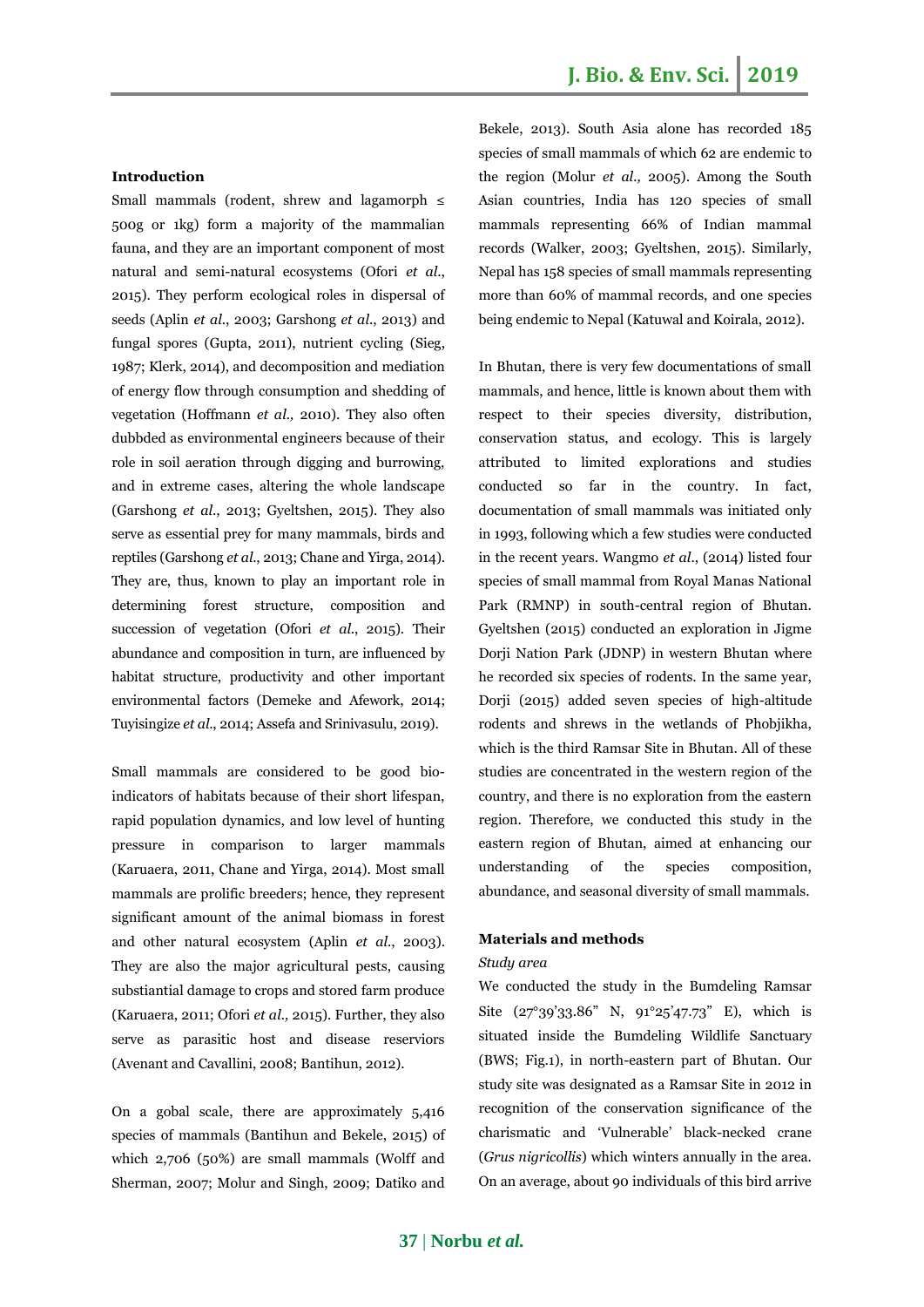## Introduction

Small mammals (rodent, shrew and lagamorph ≤ 500g or 1kg) form a majority of the mammalian fauna, and they are an important component of most natural and semi-natural ecosystems (Ofori *et al*., 2015). They perform ecological roles in dispersal of seeds (Aplin *et al*., 2003; Garshong *et al*., 2013) and fungal spores (Gupta, 2011), nutrient cycling (Sieg, 1987; Klerk, 2014), and decomposition and mediation of energy flow through consumption and shedding of vegetation (Hoffmann *et al.,* 2010). They also often dubbded as environmental engineers because of their role in soil aeration through digging and burrowing, and in extreme cases, altering the whole landscape (Garshong *et al*., 2013; Gyeltshen, 2015). They also serve as essential prey for many mammals, birds and reptiles (Garshong *et al*., 2013; Chane and Yirga, 2014). They are, thus, known to play an important role in determining forest structure, composition and succession of vegetation (Ofori *et al*., 2015). Their abundance and composition in turn, are influenced by habitat structure, productivity and other important environmental factors (Demeke and Afework, 2014; Tuyisingize *et al*., 2014; Assefa and Srinivasulu, 2019).

Small mammals are considered to be good bio-indicators of habitats because of their short lifespan, rapid population dynamics, and low level of hunting pressure in comparison to larger mammals (Karuaera, 2011, Chane and Yirga, 2014). Most small mammals are prolific breeders; hence, they represent significant amount of the animal biomass in forest and other natural ecosystem (Aplin *et al*., 2003). They are also the major agricultural pests, causing substiantial damage to crops and stored farm produce (Karuaera, 2011; Ofori *et al.,* 2015). Further, they also serve as parasitic host and disease reserviors (Avenant and Cavallini, 2008; Bantihun, 2012).

On a gobal scale, there are approximately 5,416 species of mammals (Bantihun and Bekele, 2015) of which 2,706 (50%) are small mammals (Wolff and Sherman, 2007; Molur and Singh, 2009; Datiko and Bekele, 2013). South Asia alone has recorded 185 species of small mammals of which 62 are endemic to the region (Molur *et al.,* 2005). Among the South Asian countries, India has 120 species of small mammals representing 66% of Indian mammal records (Walker, 2003; Gyeltshen, 2015). Similarly, Nepal has 158 species of small mammals representing more than 60% of mammal records, and one species being endemic to Nepal (Katuwal and Koirala, 2012).

In Bhutan, there is very few documentations of small mammals, and hence, little is known about them with respect to their species diversity, distribution, conservation status, and ecology. This is largely attributed to limited explorations and studies conducted so far in the country. In fact, documentation of small mammals was initiated only in 1993, following which a few studies were conducted in the recent years. Wangmo *et al*., (2014) listed four species of small mammal from Royal Manas National Park (RMNP) in south-central region of Bhutan. Gyeltshen (2015) conducted an exploration in Jigme Dorji Nation Park (JDNP) in western Bhutan where he recorded six species of rodents. In the same year, Dorji (2015) added seven species of high-altitude rodents and shrews in the wetlands of Phobjikha, which is the third Ramsar Site in Bhutan. All of these studies are concentrated in the western region of the country, and there is no exploration from the eastern region. Therefore, we conducted this study in the eastern region of Bhutan, aimed at enhancing our understanding of the species composition, abundance, and seasonal diversity of small mammals.

## Materials and methods

### *Study area*

We conducted the study in the Bumdeling Ramsar Site (27°39'33.86" N, 91°25'47.73" E), which is situated inside the Bumdeling Wildlife Sanctuary (BWS; Fig.1), in north-eastern part of Bhutan. Our study site was designated as a Ramsar Site in 2012 in recognition of the conservation significance of the charismatic and 'Vulnerable' black-necked crane (*Grus nigricollis*) which winters annually in the area. On an average, about 90 individuals of this bird arrive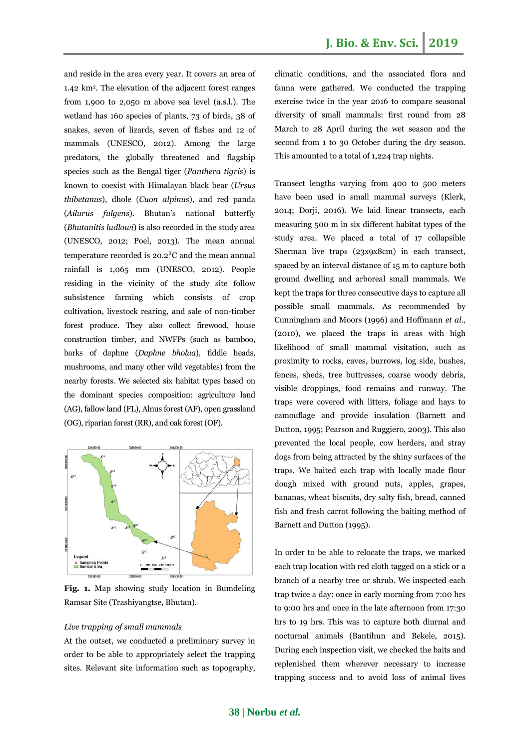and reside in the area every year. It covers an area of 1.42 km². The elevation of the adjacent forest ranges from 1,900 to 2,050 m above sea level (a.s.l.). The wetland has 160 species of plants, 73 of birds, 38 of snakes, seven of lizards, seven of fishes and 12 of mammals (UNESCO, 2012). Among the large predators, the globally threatened and flagship species such as the Bengal tiger (*Panthera tigris*) is known to coexist with Himalayan black bear (*Ursus thibetanus*), dhole (*Cuon alpinus*), and red panda (*Ailurus fulgens*). Bhutan's national butterfly (*Bhutanitis ludlowi*) is also recorded in the study area (UNESCO, 2012; Poel, 2013). The mean annual temperature recorded is 20.2$^{0}$C and the mean annual rainfall is 1,065 mm (UNESCO, 2012). People residing in the vicinity of the study site follow subsistence farming which consists of crop cultivation, livestock rearing, and sale of non-timber forest produce. They also collect firewood, house construction timber, and NWFPs (such as bamboo, barks of daphne (*Daphne bholua*), fiddle heads, mushrooms, and many other wild vegetables) from the nearby forests. We selected six habitat types based on the dominant species composition: agriculture land (AG), fallow land (FL), Alnus forest (AF), open grassland (OG), riparian forest (RR), and oak forest (OF).

**Fig. 1.** Map showing study location in Bumdeling Ramsar Site (Trashiyangtse, Bhutan).

*Live trapping of small mammals*

At the outset, we conducted a preliminary survey in order to be able to appropriately select the trapping sites. Relevant site information such as topography, climatic conditions, and the associated flora and fauna were gathered. We conducted the trapping exercise twice in the year 2016 to compare seasonal diversity of small mammals: first round from 28 March to 28 April during the wet season and the second from 1 to 30 October during the dry season. This amounted to a total of 1,224 trap nights.

Transect lengths varying from 400 to 500 meters have been used in small mammal surveys (Klerk, 2014; Dorji, 2016). We laid linear transects, each measuring 500 m in six different habitat types of the study area. We placed a total of 17 collapsible Sherman live traps (23x9x8cm) in each transect, spaced by an interval distance of 15 m to capture both ground dwelling and arboreal small mammals. We kept the traps for three consecutive days to capture all possible small mammals. As recommended by Cunningham and Moors (1996) and Hoffmann *et al.,* (2010), we placed the traps in areas with high likelihood of small mammal visitation, such as proximity to rocks, caves, burrows, log side, bushes, fences, sheds, tree buttresses, coarse woody debris, visible droppings, food remains and runway. The traps were covered with litters, foliage and hays to camouflage and provide insulation (Barnett and Dutton, 1995; Pearson and Ruggiero, 2003). This also prevented the local people, cow herders, and stray dogs from being attracted by the shiny surfaces of the traps. We baited each trap with locally made flour dough mixed with ground nuts, apples, grapes, bananas, wheat biscuits, dry salty fish, bread, canned fish and fresh carrot following the baiting method of Barnett and Dutton (1995).

In order to be able to relocate the traps, we marked each trap location with red cloth tagged on a stick or a branch of a nearby tree or shrub. We inspected each trap twice a day: once in early morning from 7:00 hrs to 9:00 hrs and once in the late afternoon from 17:30 hrs to 19 hrs. This was to capture both diurnal and nocturnal animals (Bantihun and Bekele, 2015). During each inspection visit, we checked the baits and replenished them wherever necessary to increase trapping success and to avoid loss of animal lives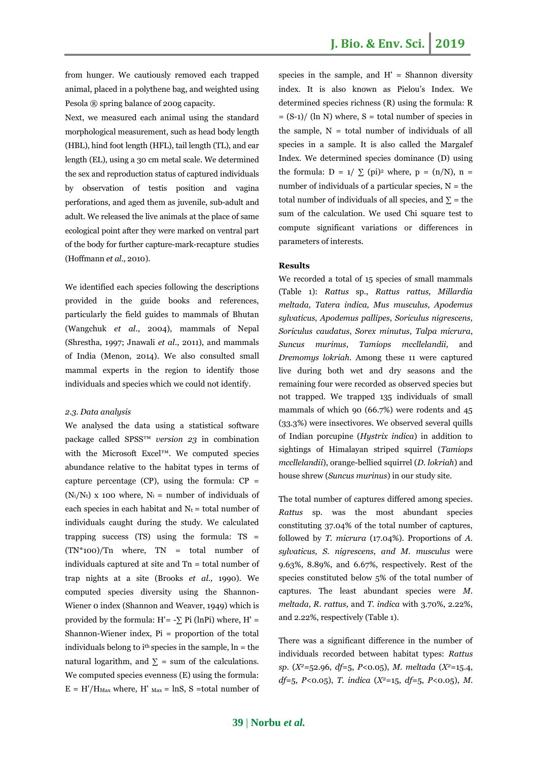from hunger. We cautiously removed each trapped animal, placed in a polythene bag, and weighted using Pesola ® spring balance of 200g capacity.

Next, we measured each animal using the standard morphological measurement, such as head body length (HBL), hind foot length (HFL), tail length (TL), and ear length (EL), using a 30 cm metal scale. We determined the sex and reproduction status of captured individuals by observation of testis position and vagina perforations, and aged them as juvenile, sub-adult and adult. We released the live animals at the place of same ecological point after they were marked on ventral part of the body for further capture-mark-recapture studies (Hoffmann *et al*., 2010).

We identified each species following the descriptions provided in the guide books and references, particularly the field guides to mammals of Bhutan (Wangchuk *et al*., 2004), mammals of Nepal (Shrestha, 1997; Jnawali *et al*., 2011), and mammals of India (Menon, 2014). We also consulted small mammal experts in the region to identify those individuals and species which we could not identify.

*2.3. Data analysis*

We analysed the data using a statistical software package called SPSS™ *version 23* in combination with the Microsoft Excel™. We computed species abundance relative to the habitat types in terms of capture percentage (CP), using the formula: CP = $(N_i/N_t) \times 100$ where, $N_i$ = number of individuals of each species in each habitat and $N_t$ = total number of individuals caught during the study. We calculated trapping success (TS) using the formula: TS = (TN*100)/Tn where, TN = total number of individuals captured at site and Tn = total number of trap nights at a site (Brooks *et al.,* 1990). We computed species diversity using the Shannon-Wiener 0 index (Shannon and Weaver, 1949) which is provided by the formula: $H' = -\sum Pi\,(\ln Pi)$ where, H' = Shannon-Wiener index, Pi = proportion of the total individuals belong to i$^{th}$ species in the sample, ln = the natural logarithm, and $\sum$ = sum of the calculations. We computed species evenness (E) using the formula: $E = H'/H_{Max}$ where, $H'_{Max} = \ln S$, S =total number of species in the sample, and H' = Shannon diversity index. It is also known as Pielou's Index. We determined species richness (R) using the formula: $R = (S-1)/(\ln N)$ where, S = total number of species in the sample, N = total number of individuals of all species in a sample. It is also called the Margalef Index. We determined species dominance (D) using the formula: $D = 1/\sum (pi)^2$ where, p = (n/N), n = number of individuals of a particular species, N = the total number of individuals of all species, and $\sum$ = the sum of the calculation. We used Chi square test to compute significant variations or differences in parameters of interests.

**Results**

We recorded a total of 15 species of small mammals (Table 1): *Rattus* sp., *Rattus rattus, Millardia meltada, Tatera indica, Mus musculus, Apodemus sylvaticus, Apodemus pallipes*, *Soriculus nigrescens, Soriculus caudatus*, *Sorex minutus*, *Talpa micrura*, *Suncus murinus*, *Tamiops mcclellandii,* and *Dremomys lokriah*. Among these 11 were captured live during both wet and dry seasons and the remaining four were recorded as observed species but not trapped. We trapped 135 individuals of small mammals of which 90 (66.7%) were rodents and 45 (33.3%) were insectivores. We observed several quills of Indian porcupine (*Hystrix indica*) in addition to sightings of Himalayan striped squirrel (*Tamiops mcclelandii*), orange-bellied squirrel (*D. lokriah*) and house shrew (*Suncus murinus*) in our study site.

The total number of captures differed among species. *Rattus* sp. was the most abundant species constituting 37.04% of the total number of captures, followed by *T. micrura* (17.04%). Proportions of *A. sylvaticus, S. nigrescens, and M. musculus* were 9.63%, 8.89%, and 6.67%, respectively. Rest of the species constituted below 5% of the total number of captures. The least abundant species were *M. meltada*, *R. rattus,* and *T. indica* with 3.70%, 2.22%, and 2.22%, respectively (Table 1).

There was a significant difference in the number of individuals recorded between habitat types: *Rattus sp*. ($X^2$=52.96, *df*=5, $P$<0.05), *M. meltada* ($X^2$=15.4, *df*=5, $P$<0.05), *T. indica* ($X^2$=15, *df*=5, $P$<0.05), *M.*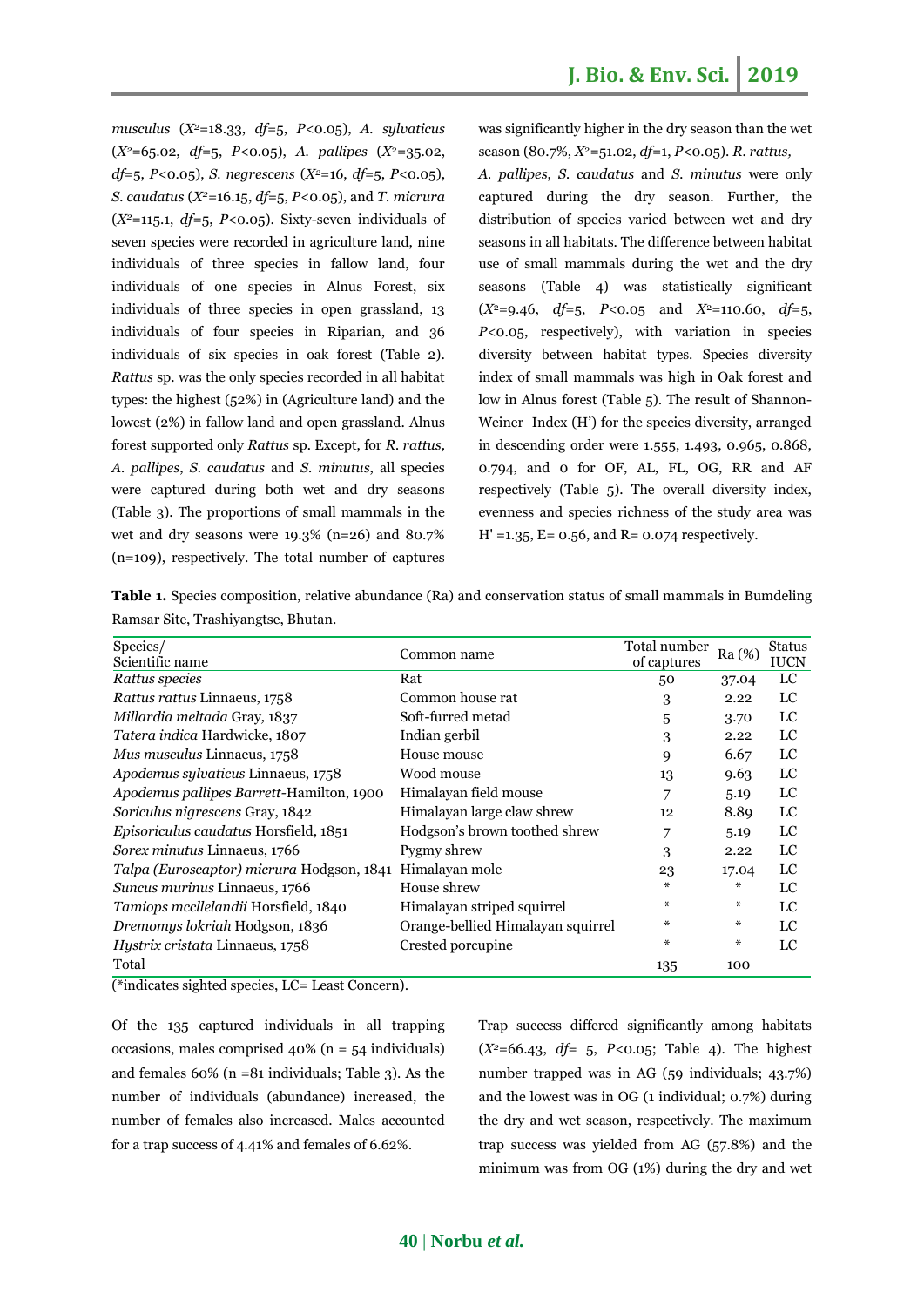*musculus* ($X^2$=18.33, *df*=5, *P*<0.05), *A. sylvaticus* ($X^2$=65.02, *df*=5, *P*<0.05), *A. pallipes* ($X^2$=35.02, *df*=5, *P*<0.05), *S. negrescens* ($X^2$=16, *df*=5, *P*<0.05), *S. caudatus* ($X^2$=16.15, *df*=5, *P*<0.05), and *T. micrura* ($X^2$=115.1, *df*=5, *P*<0.05). Sixty-seven individuals of seven species were recorded in agriculture land, nine individuals of three species in fallow land, four individuals of one species in Alnus Forest, six individuals of three species in open grassland, 13 individuals of four species in Riparian, and 36 individuals of six species in oak forest (Table 2). *Rattus* sp. was the only species recorded in all habitat types: the highest (52%) in (Agriculture land) and the lowest (2%) in fallow land and open grassland. Alnus forest supported only *Rattus* sp. Except, for *R. rattus, A. pallipes*, *S. caudatus* and *S. minutus*, all species were captured during both wet and dry seasons (Table 3). The proportions of small mammals in the wet and dry seasons were 19.3% (n=26) and 80.7% (n=109), respectively. The total number of captures was significantly higher in the dry season than the wet season (80.7%, $X^2$=51.02, *df*=1, *P*<0.05). *R. rattus, A. pallipes*, *S. caudatus* and *S. minutus* were only captured during the dry season. Further, the distribution of species varied between wet and dry seasons in all habitats. The difference between habitat use of small mammals during the wet and the dry seasons (Table 4) was statistically significant ($X^2$=9.46, *df*=5, *P*<0.05 and $X^2$=110.60, *df*=5, *P*<0.05, respectively), with variation in species diversity between habitat types. Species diversity index of small mammals was high in Oak forest and low in Alnus forest (Table 5). The result of Shannon-Weiner Index (H') for the species diversity, arranged in descending order were 1.555, 1.493, 0.965, 0.868, 0.794, and 0 for OF, AL, FL, OG, RR and AF respectively (Table 5). The overall diversity index, evenness and species richness of the study area was H' =1.35, E= 0.56, and R= 0.074 respectively.

**Table 1.** Species composition, relative abundance (Ra) and conservation status of small mammals in Bumdeling Ramsar Site, Trashiyangtse, Bhutan.

| Species/ Scientific name | Common name | Total number of captures | Ra (%) | Status IUCN |
|---|---|---|---|---|
| *Rattus species* | Rat | 50 | 37.04 | LC |
| *Rattus rattus* Linnaeus, 1758 | Common house rat | 3 | 2.22 | LC |
| *Millardia meltada* Gray, 1837 | Soft-furred metad | 5 | 3.70 | LC |
| *Tatera indica* Hardwicke, 1807 | Indian gerbil | 3 | 2.22 | LC |
| *Mus musculus* Linnaeus, 1758 | House mouse | 9 | 6.67 | LC |
| *Apodemus sylvaticus* Linnaeus, 1758 | Wood mouse | 13 | 9.63 | LC |
| *Apodemus pallipes Barrett*-Hamilton, 1900 | Himalayan field mouse | 7 | 5.19 | LC |
| *Soriculus nigrescens* Gray, 1842 | Himalayan large claw shrew | 12 | 8.89 | LC |
| *Episoriculus caudatus* Horsfield, 1851 | Hodgson's brown toothed shrew | 7 | 5.19 | LC |
| *Sorex minutus* Linnaeus, 1766 | Pygmy shrew | 3 | 2.22 | LC |
| *Talpa (Euroscaptor) micrura* Hodgson, 1841 | Himalayan mole | 23 | 17.04 | LC |
| *Suncus murinus* Linnaeus, 1766 | House shrew | * | * | LC |
| *Tamiops mcellelandii* Horsfield, 1840 | Himalayan striped squirrel | * | * | LC |
| *Dremomys lokriah* Hodgson, 1836 | Orange-bellied Himalayan squirrel | * | * | LC |
| *Hystrix cristata* Linnaeus, 1758 | Crested porcupine | * | * | LC |
| Total | | 135 | 100 | |

(*indicates sighted species, LC= Least Concern).

Of the 135 captured individuals in all trapping occasions, males comprised 40% (n = 54 individuals) and females 60% (n =81 individuals; Table 3). As the number of individuals (abundance) increased, the number of females also increased. Males accounted for a trap success of 4.41% and females of 6.62%.

Trap success differed significantly among habitats ($X^2$=66.43, *df*= 5, *P*<0.05; Table 4). The highest number trapped was in AG (59 individuals; 43.7%) and the lowest was in OG (1 individual; 0.7%) during the dry and wet season, respectively. The maximum trap success was yielded from AG (57.8%) and the minimum was from OG (1%) during the dry and wet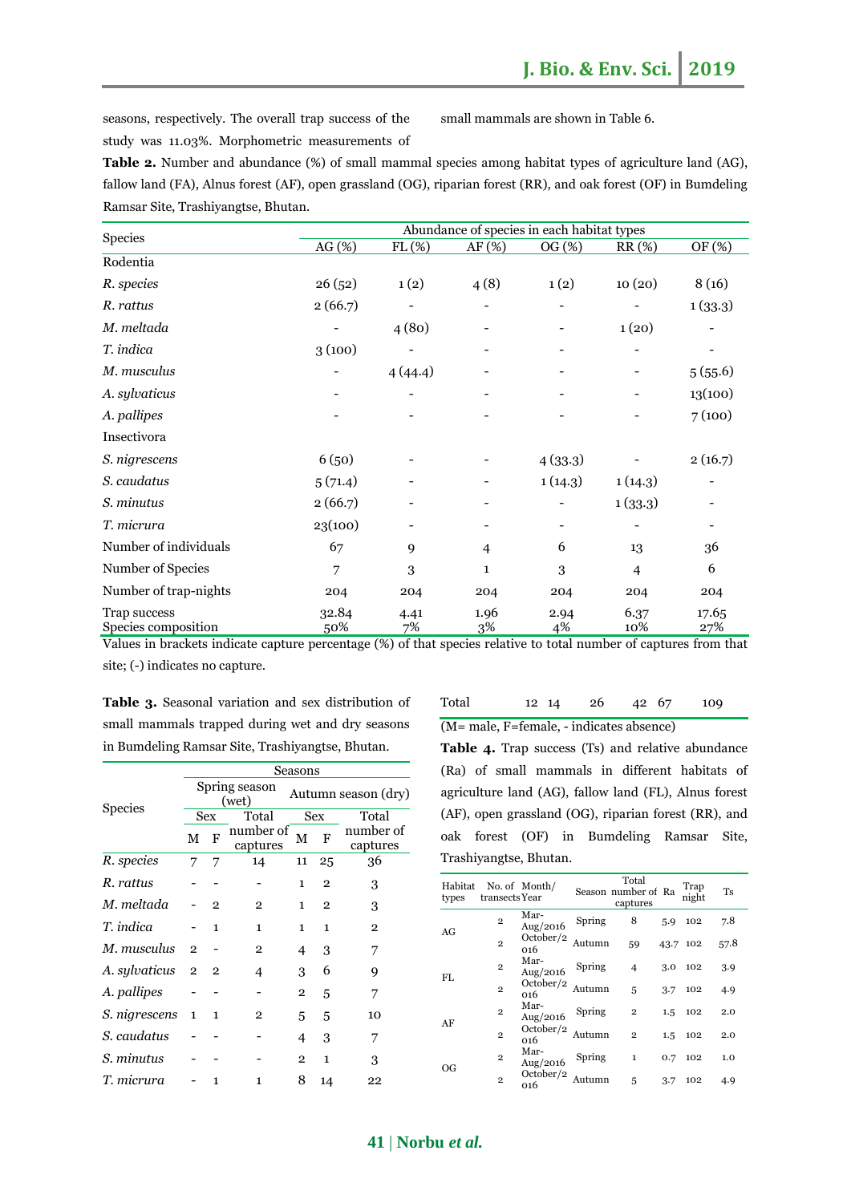seasons, respectively. The overall trap success of the study was 11.03%. Morphometric measurements of small mammals are shown in Table 6.

**Table 2.** Number and abundance (%) of small mammal species among habitat types of agriculture land (AG), fallow land (FA), Alnus forest (AF), open grassland (OG), riparian forest (RR), and oak forest (OF) in Bumdeling Ramsar Site, Trashiyangtse, Bhutan.

| Species | Abundance of species in each habitat types | | | | | |
|---|---|---|---|---|---|---|
| | AG (%) | FL (%) | AF (%) | OG (%) | RR (%) | OF (%) |
| Rodentia | | | | | | |
| *R. species* | 26 (52) | 1 (2) | 4 (8) | 1 (2) | 10 (20) | 8 (16) |
| *R. rattus* | 2 (66.7) | - | - | - | - | 1 (33.3) |
| *M. meltada* | - | 4 (80) | - | - | 1 (20) | - |
| *T. indica* | 3 (100) | - | - | - | - | - |
| *M. musculus* | - | 4 (44.4) | - | - | - | 5 (55.6) |
| *A. sylvaticus* | - | - | - | - | - | 13(100) |
| *A. pallipes* | - | - | - | - | - | 7 (100) |
| Insectivora | | | | | | |
| *S. nigrescens* | 6 (50) | - | - | 4 (33.3) | - | 2 (16.7) |
| *S. caudatus* | 5 (71.4) | - | - | 1 (14.3) | 1 (14.3) | - |
| *S. minutus* | 2 (66.7) | - | - | - | 1 (33.3) | - |
| *T. micrura* | 23(100) | - | - | - | - | - |
| Number of individuals | 67 | 9 | 4 | 6 | 13 | 36 |
| Number of Species | 7 | 3 | 1 | 3 | 4 | 6 |
| Number of trap-nights | 204 | 204 | 204 | 204 | 204 | 204 |
| Trap success | 32.84 | 4.41 | 1.96 | 2.94 | 6.37 | 17.65 |
| Species composition | 50% | 7% | 3% | 4% | 10% | 27% |

Values in brackets indicate capture percentage (%) of that species relative to total number of captures from that site; (-) indicates no capture.

**Table 3.** Seasonal variation and sex distribution of small mammals trapped during wet and dry seasons in Bumdeling Ramsar Site, Trashiyangtse, Bhutan.

| Species | Spring season (wet) | | | Autumn season (dry) | | |
|---|---|---|---|---|---|---|
| | Sex | | Total number of captures | Sex | | Total number of captures |
| | M | F | | M | F | |
| *R. species* | 7 | 7 | 14 | 11 | 25 | 36 |
| *R. rattus* | - | - | - | 1 | 2 | 3 |
| *M. meltada* | - | 2 | 2 | 1 | 2 | 3 |
| *T. indica* | - | 1 | 1 | 1 | 1 | 2 |
| *M. musculus* | 2 | - | 2 | 4 | 3 | 7 |
| *A. sylvaticus* | 2 | 2 | 4 | 3 | 6 | 9 |
| *A. pallipes* | - | - | - | 2 | 5 | 7 |
| *S. nigrescens* | 1 | 1 | 2 | 5 | 5 | 10 |
| *S. caudatus* | - | - | - | 4 | 3 | 7 |
| *S. minutus* | - | - | - | 2 | 1 | 3 |
| *T. micrura* | - | 1 | 1 | 8 | 14 | 22 |
| Total | 12 | 14 | 26 | 42 | 67 | 109 |

(M= male, F=female, - indicates absence)

**Table 4.** Trap success (Ts) and relative abundance (Ra) of small mammals in different habitats of agriculture land (AG), fallow land (FL), Alnus forest (AF), open grassland (OG), riparian forest (RR), and oak forest (OF) in Bumdeling Ramsar Site, Trashiyangtse, Bhutan.

| Habitat types | No. of transects | Month/ Year | Season | Total number of captures | Ra | Trap night | Ts |
|---|---|---|---|---|---|---|---|
| AG | 2 | Mar-Aug/2016 | Spring | 8 | 5.9 | 102 | 7.8 |
| | 2 | October/2016 | Autumn | 59 | 43.7 | 102 | 57.8 |
| FL | 2 | Mar-Aug/2016 | Spring | 4 | 3.0 | 102 | 3.9 |
| | 2 | October/2016 | Autumn | 5 | 3.7 | 102 | 4.9 |
| AF | 2 | Mar-Aug/2016 | Spring | 2 | 1.5 | 102 | 2.0 |
| | 2 | October/2016 | Autumn | 2 | 1.5 | 102 | 2.0 |
| OG | 2 | Mar-Aug/2016 | Spring | 1 | 0.7 | 102 | 1.0 |
| | 2 | October/2016 | Autumn | 5 | 3.7 | 102 | 4.9 |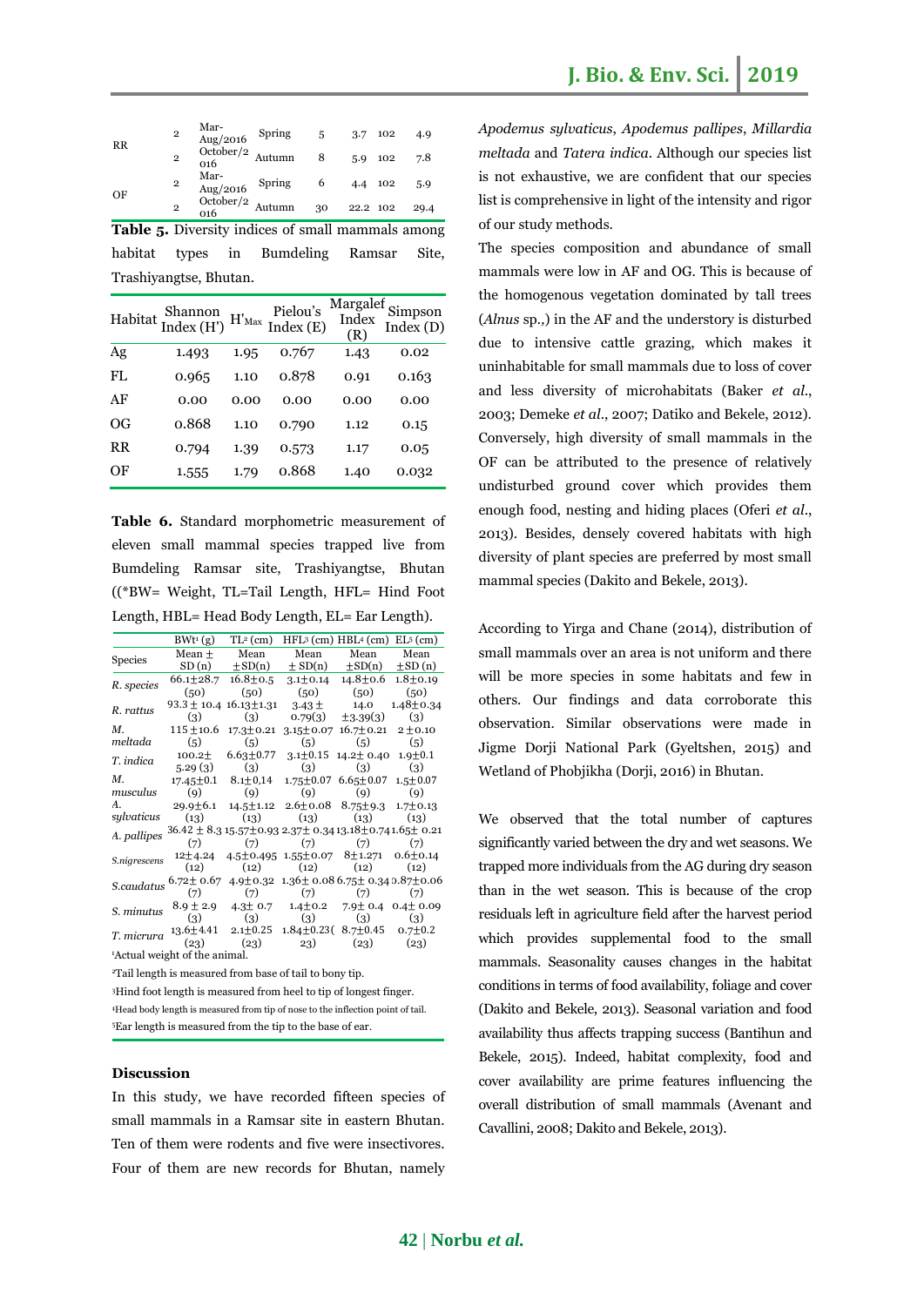| | | | | | | | |
|---|---|---|---|---|---|---|---|
| RR | 2 | Mar-Aug/2016 | Spring | 5 | 3.7 | 102 | 4.9 |
| | 2 | October/2016 | Autumn | 8 | 5.9 | 102 | 7.8 |
| OF | 2 | Mar-Aug/2016 | Spring | 6 | 4.4 | 102 | 5.9 |
| | 2 | October/2016 | Autumn | 30 | 22.2 | 102 | 29.4 |

**Table 5.** Diversity indices of small mammals among habitat types in Bumdeling Ramsar Site, Trashiyangtse, Bhutan.

| Habitat | Shannon Index (H') | $H'_{Max}$ | Pielou's Index (E) | Margalef Index (R) | Simpson Index (D) |
|---|---|---|---|---|---|
| Ag | 1.493 | 1.95 | 0.767 | 1.43 | 0.02 |
| FL | 0.965 | 1.10 | 0.878 | 0.91 | 0.163 |
| AF | 0.00 | 0.00 | 0.00 | 0.00 | 0.00 |
| OG | 0.868 | 1.10 | 0.790 | 1.12 | 0.15 |
| RR | 0.794 | 1.39 | 0.573 | 1.17 | 0.05 |
| OF | 1.555 | 1.79 | 0.868 | 1.40 | 0.032 |

**Table 6.** Standard morphometric measurement of eleven small mammal species trapped live from Bumdeling Ramsar site, Trashiyangtse, Bhutan ((*BW= Weight, TL=Tail Length, HFL= Hind Foot Length, HBL= Head Body Length, EL= Ear Length).

| Species | BWt[1] (g) Mean ± SD (n) | TL[2] (cm) Mean ±SD(n) | HFL[3] (cm) Mean ± SD(n) | HBL[4] (cm) Mean ±SD(n) | EL[5] (cm) Mean ±SD (n) |
|---|---|---|---|---|---|
| *R. species* | 66.1±28.7 (50) | 16.8±0.5 (50) | 3.1±0.14 (50) | 14.8±0.6 (50) | 1.8±0.19 (50) |
| *R. rattus* | 93.3 ± 10.4 (3) | 16.13±1.31 (3) | 3.43 ± 0.79(3) | 14.0 ±3.39(3) | 1.48±0.34 (3) |
| *M. meltada* | 115 ±10.6 (5) | 17.3±0.21 (5) | 3.15±0.07 (5) | 16.7±0.21 (5) | 2 ±0.10 (5) |
| *T. indica* | 100.2± 5.29 (3) | 6.63±0.77 (3) | 3.1±0.15 (3) | 14.2± 0.40 (3) | 1.9±0.1 (3) |
| *M. musculus* | 17.45±0.1 (9) | 8.1±0,14 (9) | 1.75±0.07 (9) | 6.65±0.07 (9) | 1.5±0.07 (9) |
| *A. sylvaticus* | 29.9±6.1 (13) | 14.5±1.12 (13) | 2.6±0.08 (13) | 8.75±9.3 (13) | 1.7±0.13 (13) |
| *A. pallipes* | 36.42 ± 8.3 (7) | 15.57±0.93 (7) | 2.37± 0.34 (7) | 13.18±0.74 (7) | 1.65± 0.21 (7) |
| *S.nigrescens* | 12±4.24 (12) | 4.5±0.495 (12) | 1.55±0.07 (12) | 8±1.271 (12) | 0.6±0.14 (12) |
| *S.caudatus* | 6.72± 0.67 (7) | 4.9±0.32 (7) | 1.36± 0.08 (7) | 6.75± 0.34 (7) | 0.87±0.06 (7) |
| *S. minutus* | 8.9 ± 2.9 (3) | 4.3± 0.7 (3) | 1.4±0.2 (3) | 7.9± 0.4 (3) | 0.4± 0.09 (3) |
| *T. micrura* | 13.6±4.41 (23) | 2.1±0.25 (23) | 1.84±0.23( 23) | 8.7±0.45 (23) | 0.7±0.2 (23) |

[1]Actual weight of the animal.

[2]Tail length is measured from base of tail to bony tip.

[3]Hind foot length is measured from heel to tip of longest finger.

[4]Head body length is measured from tip of nose to the inflection point of tail.

[5]Ear length is measured from the tip to the base of ear.

## Discussion

In this study, we have recorded fifteen species of small mammals in a Ramsar site in eastern Bhutan. Ten of them were rodents and five were insectivores. Four of them are new records for Bhutan, namely *Apodemus sylvaticus*, *Apodemus pallipes*, *Millardia meltada* and *Tatera indica*. Although our species list is not exhaustive, we are confident that our species list is comprehensive in light of the intensity and rigor of our study methods.

The species composition and abundance of small mammals were low in AF and OG. This is because of the homogenous vegetation dominated by tall trees (*Alnus* sp.,) in the AF and the understory is disturbed due to intensive cattle grazing, which makes it uninhabitable for small mammals due to loss of cover and less diversity of microhabitats (Baker *et al.*, 2003; Demeke *et al.*, 2007; Datiko and Bekele, 2012). Conversely, high diversity of small mammals in the OF can be attributed to the presence of relatively undisturbed ground cover which provides them enough food, nesting and hiding places (Oferi *et al.*, 2013). Besides, densely covered habitats with high diversity of plant species are preferred by most small mammal species (Dakito and Bekele, 2013).

According to Yirga and Chane (2014), distribution of small mammals over an area is not uniform and there will be more species in some habitats and few in others. Our findings and data corroborate this observation. Similar observations were made in Jigme Dorji National Park (Gyeltshen, 2015) and Wetland of Phobjikha (Dorji, 2016) in Bhutan.

We observed that the total number of captures significantly varied between the dry and wet seasons. We trapped more individuals from the AG during dry season than in the wet season. This is because of the crop residuals left in agriculture field after the harvest period which provides supplemental food to the small mammals. Seasonality causes changes in the habitat conditions in terms of food availability, foliage and cover (Dakito and Bekele, 2013). Seasonal variation and food availability thus affects trapping success (Bantihun and Bekele, 2015). Indeed, habitat complexity, food and cover availability are prime features influencing the overall distribution of small mammals (Avenant and Cavallini, 2008; Dakito and Bekele, 2013).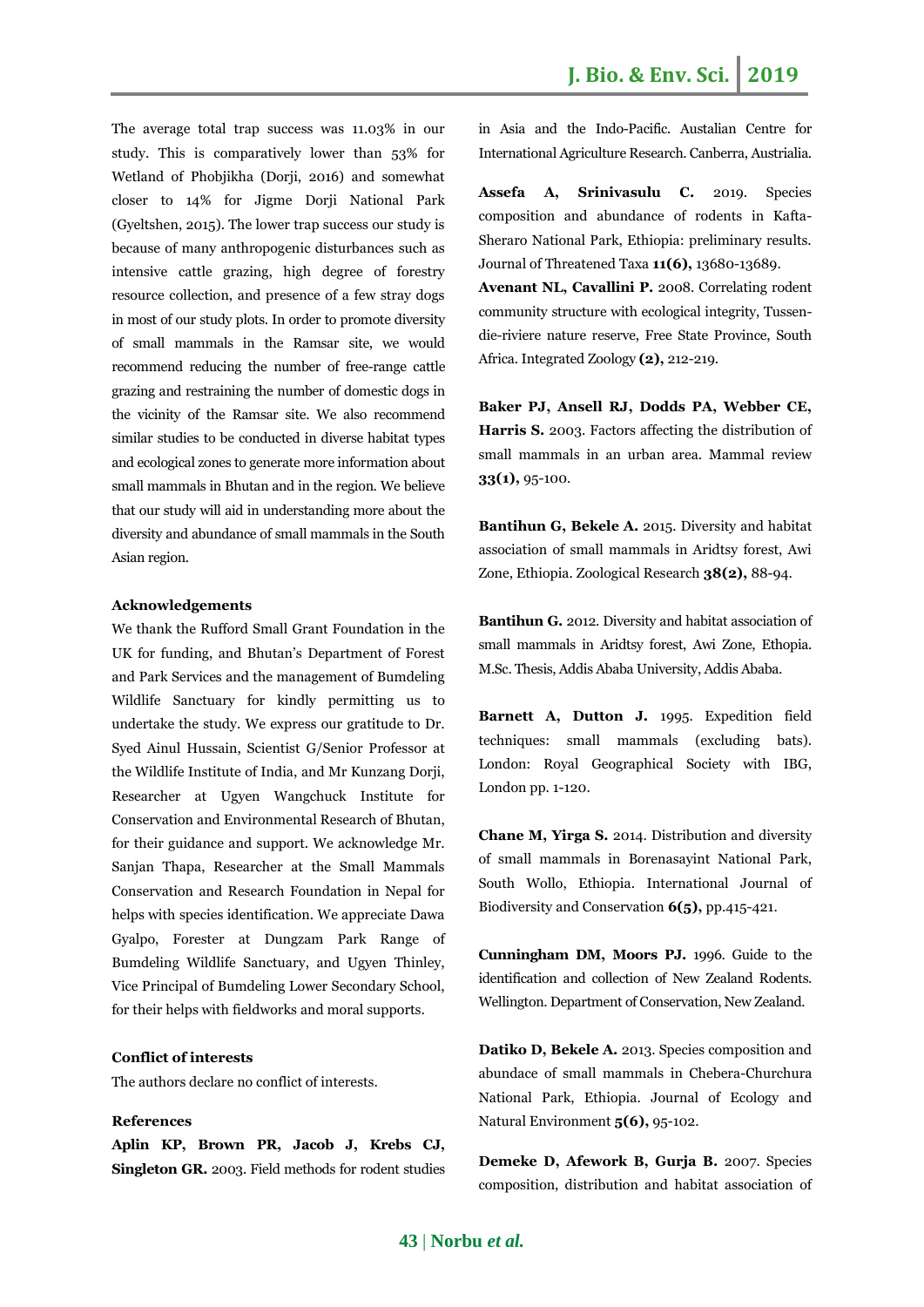The average total trap success was 11.03% in our study. This is comparatively lower than 53% for Wetland of Phobjikha (Dorji, 2016) and somewhat closer to 14% for Jigme Dorji National Park (Gyeltshen, 2015). The lower trap success our study is because of many anthropogenic disturbances such as intensive cattle grazing, high degree of forestry resource collection, and presence of a few stray dogs in most of our study plots. In order to promote diversity of small mammals in the Ramsar site, we would recommend reducing the number of free-range cattle grazing and restraining the number of domestic dogs in the vicinity of the Ramsar site. We also recommend similar studies to be conducted in diverse habitat types and ecological zones to generate more information about small mammals in Bhutan and in the region. We believe that our study will aid in understanding more about the diversity and abundance of small mammals in the South Asian region.

## Acknowledgements

We thank the Rufford Small Grant Foundation in the UK for funding, and Bhutan's Department of Forest and Park Services and the management of Bumdeling Wildlife Sanctuary for kindly permitting us to undertake the study. We express our gratitude to Dr. Syed Ainul Hussain, Scientist G/Senior Professor at the Wildlife Institute of India, and Mr Kunzang Dorji, Researcher at Ugyen Wangchuck Institute for Conservation and Environmental Research of Bhutan, for their guidance and support. We acknowledge Mr. Sanjan Thapa, Researcher at the Small Mammals Conservation and Research Foundation in Nepal for helps with species identification. We appreciate Dawa Gyalpo, Forester at Dungzam Park Range of Bumdeling Wildlife Sanctuary, and Ugyen Thinley, Vice Principal of Bumdeling Lower Secondary School, for their helps with fieldworks and moral supports.

## Conflict of interests

The authors declare no conflict of interests.

## References

**Aplin KP, Brown PR, Jacob J, Krebs CJ, Singleton GR.** 2003. Field methods for rodent studies in Asia and the Indo-Pacific. Austalian Centre for International Agriculture Research. Canberra, Austrialia.

**Assefa A, Srinivasulu C.** 2019. Species composition and abundance of rodents in Kafta-Sheraro National Park, Ethiopia: preliminary results. Journal of Threatened Taxa **11(6),** 13680-13689.

**Avenant NL, Cavallini P.** 2008. Correlating rodent community structure with ecological integrity, Tussen-die-riviere nature reserve, Free State Province, South Africa. Integrated Zoology **(2),** 212-219.

**Baker PJ, Ansell RJ, Dodds PA, Webber CE, Harris S.** 2003. Factors affecting the distribution of small mammals in an urban area. Mammal review **33(1),** 95-100.

**Bantihun G, Bekele A.** 2015. Diversity and habitat association of small mammals in Aridtsy forest, Awi Zone, Ethiopia. Zoological Research **38(2),** 88-94.

**Bantihun G.** 2012. Diversity and habitat association of small mammals in Aridtsy forest, Awi Zone, Ethopia. M.Sc. Thesis, Addis Ababa University, Addis Ababa.

**Barnett A, Dutton J.** 1995. Expedition field techniques: small mammals (excluding bats). London: Royal Geographical Society with IBG, London pp. 1-120.

**Chane M, Yirga S.** 2014. Distribution and diversity of small mammals in Borenasayint National Park, South Wollo, Ethiopia. International Journal of Biodiversity and Conservation **6(5),** pp.415-421.

**Cunningham DM, Moors PJ.** 1996. Guide to the identification and collection of New Zealand Rodents. Wellington. Department of Conservation, New Zealand.

**Datiko D, Bekele A.** 2013. Species composition and abundace of small mammals in Chebera-Churchura National Park, Ethiopia. Journal of Ecology and Natural Environment **5(6),** 95-102.

**Demeke D, Afework B, Gurja B.** 2007. Species composition, distribution and habitat association of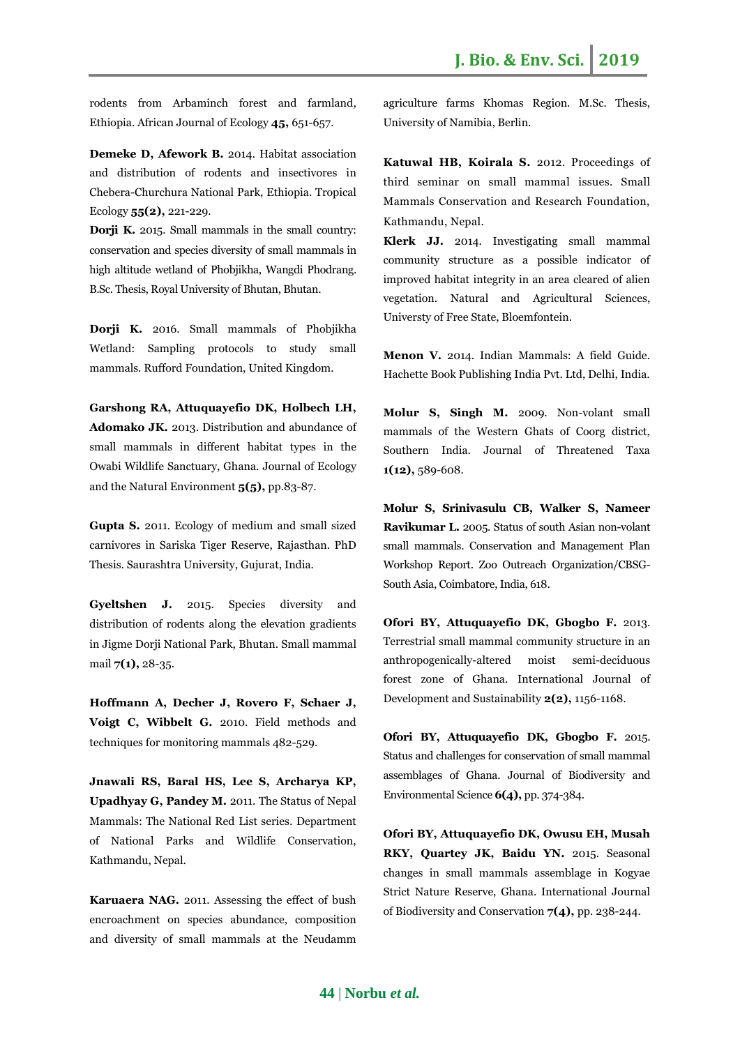rodents from Arbaminch forest and farmland, Ethiopia. African Journal of Ecology **45,** 651-657.

**Demeke D, Afework B.** 2014. Habitat association and distribution of rodents and insectivores in Chebera-Churchura National Park, Ethiopia. Tropical Ecology **55(2),** 221-229.

**Dorji K.** 2015. Small mammals in the small country: conservation and species diversity of small mammals in high altitude wetland of Phobjikha, Wangdi Phodrang. B.Sc. Thesis, Royal University of Bhutan, Bhutan.

**Dorji K.** 2016. Small mammals of Phobjikha Wetland: Sampling protocols to study small mammals. Rufford Foundation, United Kingdom.

**Garshong RA, Attuquayefio DK, Holbech LH, Adomako JK.** 2013. Distribution and abundance of small mammals in different habitat types in the Owabi Wildlife Sanctuary, Ghana. Journal of Ecology and the Natural Environment **5(5),** pp.83-87.

**Gupta S.** 2011. Ecology of medium and small sized carnivores in Sariska Tiger Reserve, Rajasthan. PhD Thesis. Saurashtra University, Gujurat, India.

**Gyeltshen J.** 2015. Species diversity and distribution of rodents along the elevation gradients in Jigme Dorji National Park, Bhutan. Small mammal mail **7(1),** 28-35.

**Hoffmann A, Decher J, Rovero F, Schaer J, Voigt C, Wibbelt G.** 2010. Field methods and techniques for monitoring mammals 482-529.

**Jnawali RS, Baral HS, Lee S, Archarya KP, Upadhyay G, Pandey M.** 2011. The Status of Nepal Mammals: The National Red List series. Department of National Parks and Wildlife Conservation, Kathmandu, Nepal.

**Karuaera NAG.** 2011. Assessing the effect of bush encroachment on species abundance, composition and diversity of small mammals at the Neudamm agriculture farms Khomas Region. M.Sc. Thesis, University of Namibia, Berlin.

**Katuwal HB, Koirala S.** 2012. Proceedings of third seminar on small mammal issues. Small Mammals Conservation and Research Foundation, Kathmandu, Nepal.

**Klerk JJ.** 2014. Investigating small mammal community structure as a possible indicator of improved habitat integrity in an area cleared of alien vegetation. Natural and Agricultural Sciences, Universty of Free State, Bloemfontein.

**Menon V.** 2014. Indian Mammals: A field Guide. Hachette Book Publishing India Pvt. Ltd, Delhi, India.

**Molur S, Singh M.** 2009. Non-volant small mammals of the Western Ghats of Coorg district, Southern India. Journal of Threatened Taxa **1(12),** 589-608.

**Molur S, Srinivasulu CB, Walker S, Nameer Ravikumar L.** 2005. Status of south Asian non-volant small mammals. Conservation and Management Plan Workshop Report. Zoo Outreach Organization/CBSG-South Asia, Coimbatore, India, 618.

**Ofori BY, Attuquayefio DK, Gbogbo F.** 2013. Terrestrial small mammal community structure in an anthropogenically-altered moist semi-deciduous forest zone of Ghana. International Journal of Development and Sustainability **2(2),** 1156-1168.

**Ofori BY, Attuquayefio DK, Gbogbo F.** 2015. Status and challenges for conservation of small mammal assemblages of Ghana. Journal of Biodiversity and Environmental Science **6(4),** pp. 374-384.

**Ofori BY, Attuquayefio DK, Owusu EH, Musah RKY, Quartey JK, Baidu YN.** 2015. Seasonal changes in small mammals assemblage in Kogyae Strict Nature Reserve, Ghana. International Journal of Biodiversity and Conservation **7(4),** pp. 238-244.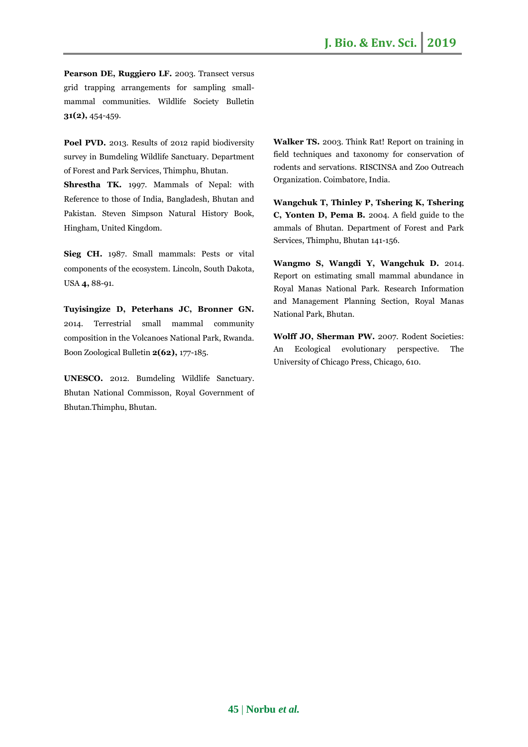**Pearson DE, Ruggiero LF.** 2003. Transect versus grid trapping arrangements for sampling small-mammal communities. Wildlife Society Bulletin **31(2),** 454-459.

**Poel PVD.** 2013. Results of 2012 rapid biodiversity survey in Bumdeling Wildlife Sanctuary. Department of Forest and Park Services, Thimphu, Bhutan.

**Shrestha TK.** 1997. Mammals of Nepal: with Reference to those of India, Bangladesh, Bhutan and Pakistan. Steven Simpson Natural History Book, Hingham, United Kingdom.

**Sieg CH.** 1987. Small mammals: Pests or vital components of the ecosystem. Lincoln, South Dakota, USA **4,** 88-91.

**Tuyisingize D, Peterhans JC, Bronner GN.** 2014. Terrestrial small mammal community composition in the Volcanoes National Park, Rwanda. Boon Zoological Bulletin **2(62),** 177-185.

**UNESCO.** 2012. Bumdeling Wildlife Sanctuary. Bhutan National Commisson, Royal Government of Bhutan.Thimphu, Bhutan.

**Walker TS.** 2003. Think Rat! Report on training in field techniques and taxonomy for conservation of rodents and servations. RISCINSA and Zoo Outreach Organization. Coimbatore, India.

**Wangchuk T, Thinley P, Tshering K, Tshering C, Yonten D, Pema B.** 2004. A field guide to the ammals of Bhutan. Department of Forest and Park Services, Thimphu, Bhutan 141-156.

**Wangmo S, Wangdi Y, Wangchuk D.** 2014. Report on estimating small mammal abundance in Royal Manas National Park. Research Information and Management Planning Section, Royal Manas National Park, Bhutan.

**Wolff JO, Sherman PW.** 2007. Rodent Societies: An Ecological evolutionary perspective. The University of Chicago Press, Chicago, 610.